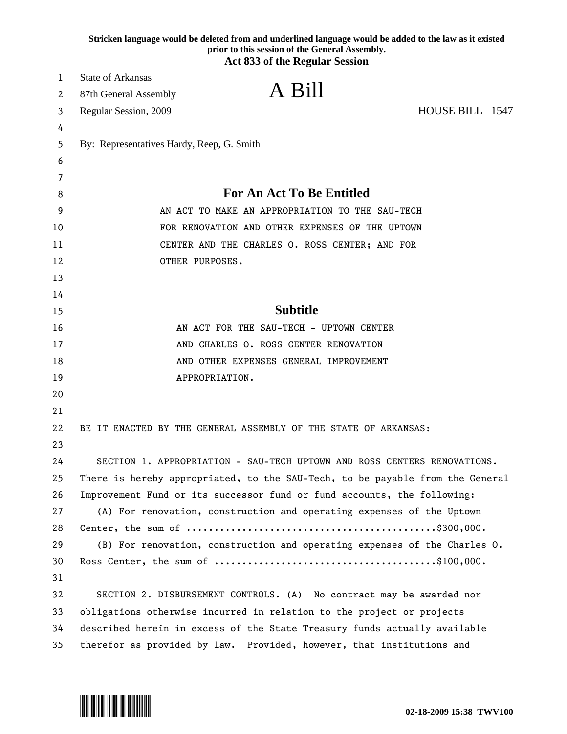Stricken language would be deleted from and underlined language would be added to the law as it existed prior to this session of the General Assembly.

**Act 833 of the Regular Session**

State of Arkansas
87th General Assembly
Regular Session, 2009

# A Bill

HOUSE BILL 1547

By: Representatives Hardy, Reep, G. Smith

## For An Act To Be Entitled

AN ACT TO MAKE AN APPROPRIATION TO THE SAU-TECH FOR RENOVATION AND OTHER EXPENSES OF THE UPTOWN CENTER AND THE CHARLES O. ROSS CENTER; AND FOR OTHER PURPOSES.

## Subtitle

AN ACT FOR THE SAU-TECH - UPTOWN CENTER AND CHARLES O. ROSS CENTER RENOVATION AND OTHER EXPENSES GENERAL IMPROVEMENT APPROPRIATION.

BE IT ENACTED BY THE GENERAL ASSEMBLY OF THE STATE OF ARKANSAS:

SECTION 1. APPROPRIATION - SAU-TECH UPTOWN AND ROSS CENTERS RENOVATIONS. There is hereby appropriated, to the SAU-Tech, to be payable from the General Improvement Fund or its successor fund or fund accounts, the following:

(A) For renovation, construction and operating expenses of the Uptown Center, the sum of ............................................$300,000.

(B) For renovation, construction and operating expenses of the Charles O. Ross Center, the sum of .......................................$100,000.

SECTION 2. DISBURSEMENT CONTROLS. (A) No contract may be awarded nor obligations otherwise incurred in relation to the project or projects described herein in excess of the State Treasury funds actually available therefor as provided by law. Provided, however, that institutions and

02-18-2009 15:38 TWV100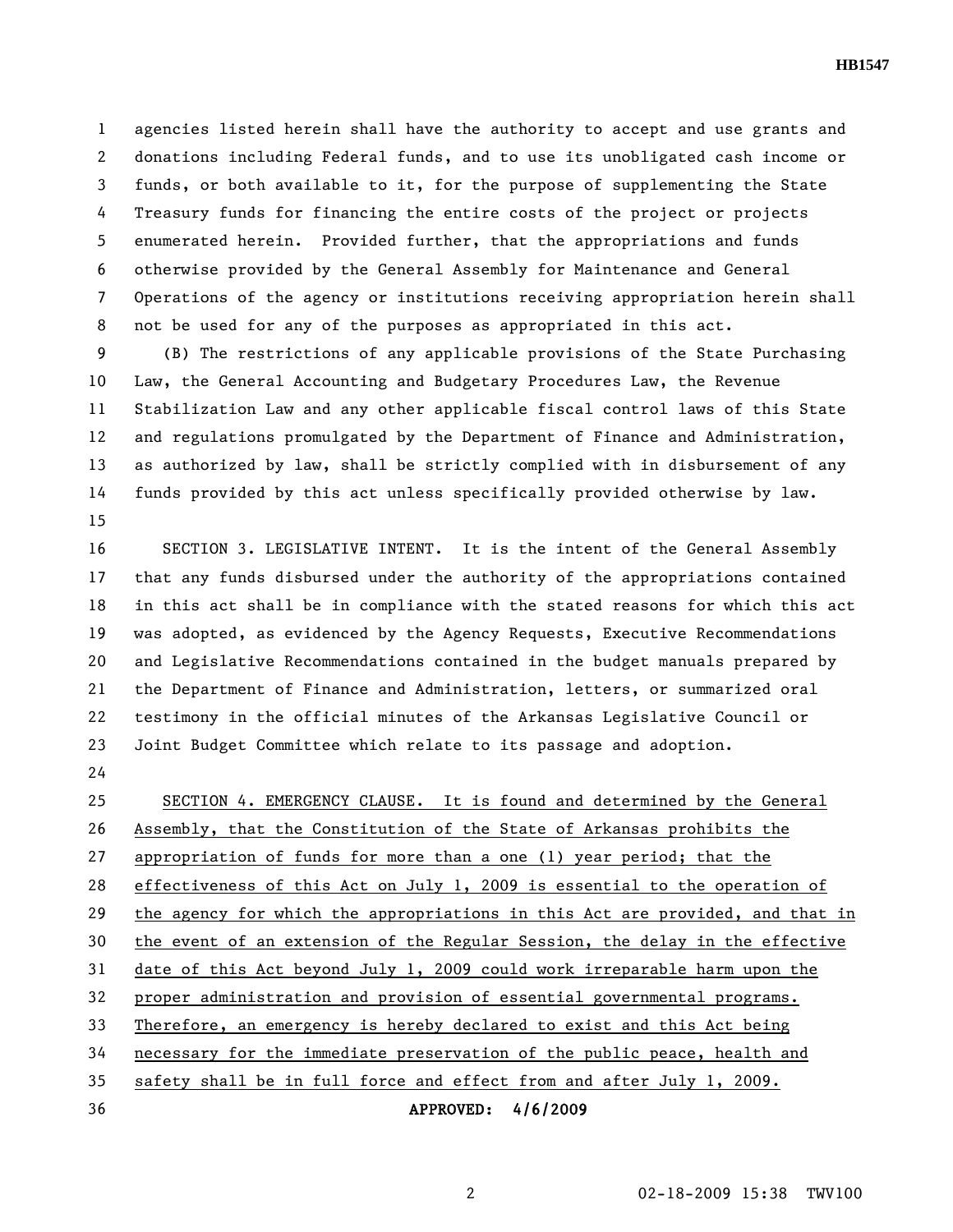agencies listed herein shall have the authority to accept and use grants and donations including Federal funds, and to use its unobligated cash income or funds, or both available to it, for the purpose of supplementing the State Treasury funds for financing the entire costs of the project or projects enumerated herein. Provided further, that the appropriations and funds otherwise provided by the General Assembly for Maintenance and General Operations of the agency or institutions receiving appropriation herein shall not be used for any of the purposes as appropriated in this act.

(B) The restrictions of any applicable provisions of the State Purchasing Law, the General Accounting and Budgetary Procedures Law, the Revenue Stabilization Law and any other applicable fiscal control laws of this State and regulations promulgated by the Department of Finance and Administration, as authorized by law, shall be strictly complied with in disbursement of any funds provided by this act unless specifically provided otherwise by law.

SECTION 3. LEGISLATIVE INTENT. It is the intent of the General Assembly that any funds disbursed under the authority of the appropriations contained in this act shall be in compliance with the stated reasons for which this act was adopted, as evidenced by the Agency Requests, Executive Recommendations and Legislative Recommendations contained in the budget manuals prepared by the Department of Finance and Administration, letters, or summarized oral testimony in the official minutes of the Arkansas Legislative Council or Joint Budget Committee which relate to its passage and adoption.

SECTION 4. EMERGENCY CLAUSE. It is found and determined by the General Assembly, that the Constitution of the State of Arkansas prohibits the appropriation of funds for more than a one (1) year period; that the effectiveness of this Act on July 1, 2009 is essential to the operation of the agency for which the appropriations in this Act are provided, and that in the event of an extension of the Regular Session, the delay in the effective date of this Act beyond July 1, 2009 could work irreparable harm upon the proper administration and provision of essential governmental programs. Therefore, an emergency is hereby declared to exist and this Act being necessary for the immediate preservation of the public peace, health and safety shall be in full force and effect from and after July 1, 2009.

**APPROVED: 4/6/2009**